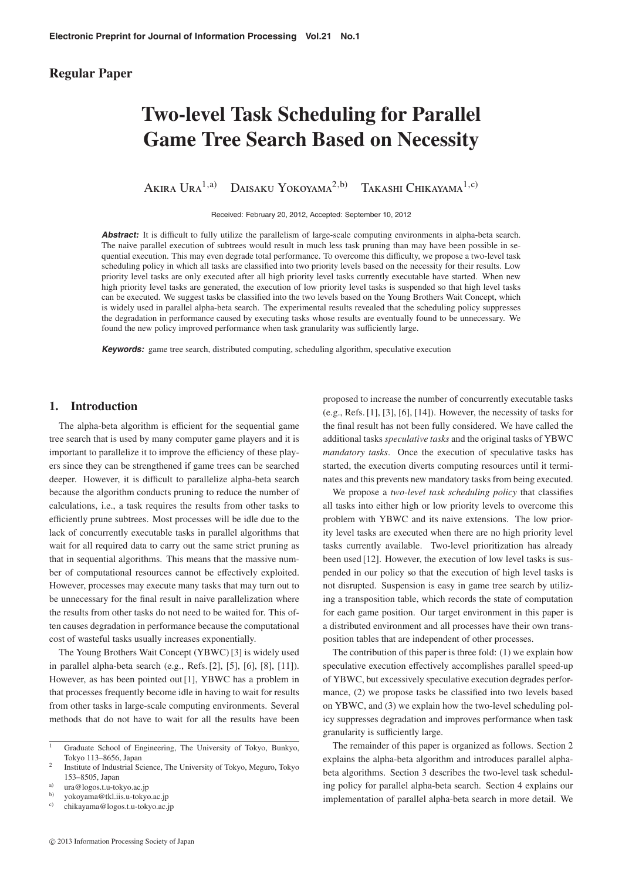Regular Paper

# Two-level Task Scheduling for Parallel Game Tree Search Based on Necessity

Akira Ura[1,a)] Daisaku Yokoyama[2,b)] Takashi Chikayama[1,c)]

Received: February 20, 2012, Accepted: September 10, 2012

***Abstract:*** It is difficult to fully utilize the parallelism of large-scale computing environments in alpha-beta search. The naive parallel execution of subtrees would result in much less task pruning than may have been possible in sequential execution. This may even degrade total performance. To overcome this difficulty, we propose a two-level task scheduling policy in which all tasks are classified into two priority levels based on the necessity for their results. Low priority level tasks are only executed after all high priority level tasks currently executable have started. When new high priority level tasks are generated, the execution of low priority level tasks is suspended so that high level tasks can be executed. We suggest tasks be classified into the two levels based on the Young Brothers Wait Concept, which is widely used in parallel alpha-beta search. The experimental results revealed that the scheduling policy suppresses the degradation in performance caused by executing tasks whose results are eventually found to be unnecessary. We found the new policy improved performance when task granularity was sufficiently large.

***Keywords:*** game tree search, distributed computing, scheduling algorithm, speculative execution

## 1. Introduction

The alpha-beta algorithm is efficient for the sequential game tree search that is used by many computer game players and it is important to parallelize it to improve the efficiency of these players since they can be strengthened if game trees can be searched deeper. However, it is difficult to parallelize alpha-beta search because the algorithm conducts pruning to reduce the number of calculations, i.e., a task requires the results from other tasks to efficiently prune subtrees. Most processes will be idle due to the lack of concurrently executable tasks in parallel algorithms that wait for all required data to carry out the same strict pruning as that in sequential algorithms. This means that the massive number of computational resources cannot be effectively exploited. However, processes may execute many tasks that may turn out to be unnecessary for the final result in naive parallelization where the results from other tasks do not need to be waited for. This often causes degradation in performance because the computational cost of wasteful tasks usually increases exponentially.

The Young Brothers Wait Concept (YBWC) [3] is widely used in parallel alpha-beta search (e.g., Refs. [2], [5], [6], [8], [11]). However, as has been pointed out [1], YBWC has a problem in that processes frequently become idle in having to wait for results from other tasks in large-scale computing environments. Several methods that do not have to wait for all the results have been proposed to increase the number of concurrently executable tasks (e.g., Refs. [1], [3], [6], [14]). However, the necessity of tasks for the final result has not been fully considered. We have called the additional tasks *speculative tasks* and the original tasks of YBWC *mandatory tasks*. Once the execution of speculative tasks has started, the execution diverts computing resources until it terminates and this prevents new mandatory tasks from being executed.

We propose a *two-level task scheduling policy* that classifies all tasks into either high or low priority levels to overcome this problem with YBWC and its naive extensions. The low priority level tasks are executed when there are no high priority level tasks currently available. Two-level prioritization has already been used [12]. However, the execution of low level tasks is suspended in our policy so that the execution of high level tasks is not disrupted. Suspension is easy in game tree search by utilizing a transposition table, which records the state of computation for each game position. Our target environment in this paper is a distributed environment and all processes have their own transposition tables that are independent of other processes.

The contribution of this paper is three fold: (1) we explain how speculative execution effectively accomplishes parallel speed-up of YBWC, but excessively speculative execution degrades performance, (2) we propose tasks be classified into two levels based on YBWC, and (3) we explain how the two-level scheduling policy suppresses degradation and improves performance when task granularity is sufficiently large.

The remainder of this paper is organized as follows. Section 2 explains the alpha-beta algorithm and introduces parallel alpha-beta algorithms. Section 3 describes the two-level task scheduling policy for parallel alpha-beta search. Section 4 explains our implementation of parallel alpha-beta search in more detail. We

---

[1] Graduate School of Engineering, The University of Tokyo, Bunkyo, Tokyo 113–8656, Japan
[2] Institute of Industrial Science, The University of Tokyo, Meguro, Tokyo 153–8505, Japan
[a)] ura@logos.t.u-tokyo.ac.jp
[b)] yokoyama@tkl.iis.u-tokyo.ac.jp
[c)] chikayama@logos.t.u-tokyo.ac.jp

© 2013 Information Processing Society of Japan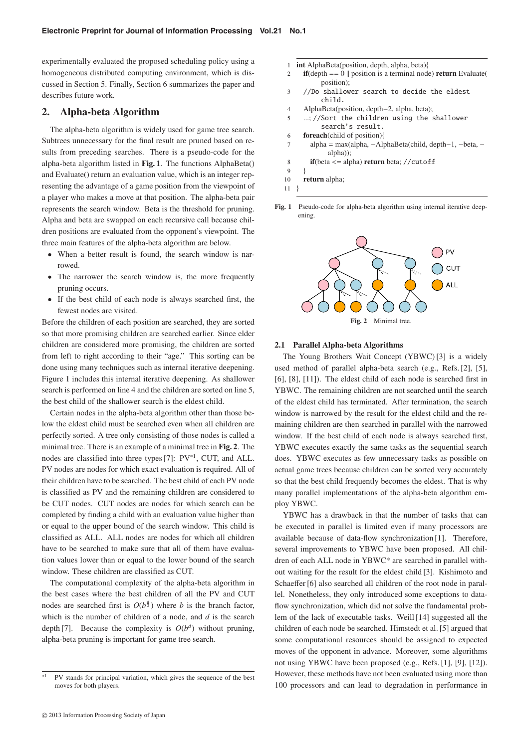experimentally evaluated the proposed scheduling policy using a homogeneous distributed computing environment, which is discussed in Section 5. Finally, Section 6 summarizes the paper and describes future work.

## 2. Alpha-beta Algorithm

The alpha-beta algorithm is widely used for game tree search. Subtrees unnecessary for the final result are pruned based on results from preceding searches. There is a pseudo-code for the alpha-beta algorithm listed in **Fig. 1**. The functions AlphaBeta() and Evaluate() return an evaluation value, which is an integer representing the advantage of a game position from the viewpoint of a player who makes a move at that position. The alpha-beta pair represents the search window. Beta is the threshold for pruning. Alpha and beta are swapped on each recursive call because children positions are evaluated from the opponent's viewpoint. The three main features of the alpha-beta algorithm are below.

- When a better result is found, the search window is narrowed.
- The narrower the search window is, the more frequently pruning occurs.
- If the best child of each node is always searched first, the fewest nodes are visited.

Before the children of each position are searched, they are sorted so that more promising children are searched earlier. Since elder children are considered more promising, the children are sorted from left to right according to their "age." This sorting can be done using many techniques such as internal iterative deepening. Figure 1 includes this internal iterative deepening. As shallower search is performed on line 4 and the children are sorted on line 5, the best child of the shallower search is the eldest child.

Certain nodes in the alpha-beta algorithm other than those below the eldest child must be searched even when all children are perfectly sorted. A tree only consisting of those nodes is called a minimal tree. There is an example of a minimal tree in **Fig. 2**. The nodes are classified into three types [7]: PV[*1], CUT, and ALL. PV nodes are nodes for which exact evaluation is required. All of their children have to be searched. The best child of each PV node is classified as PV and the remaining children are considered to be CUT nodes. CUT nodes are nodes for which search can be completed by finding a child with an evaluation value higher than or equal to the upper bound of the search window. This child is classified as ALL. ALL nodes are nodes for which all children have to be searched to make sure that all of them have evaluation values lower than or equal to the lower bound of the search window. These children are classified as CUT.

The computational complexity of the alpha-beta algorithm in the best cases where the best children of all the PV and CUT nodes are searched first is $O(b^{\frac{d}{2}})$ where $b$ is the branch factor, which is the number of children of a node, and $d$ is the search depth [7]. Because the complexity is $O(b^d)$ without pruning, alpha-beta pruning is important for game tree search.

[*1] PV stands for principal variation, which gives the sequence of the best moves for both players.

```
1  int AlphaBeta(position, depth, alpha, beta){
2    if(depth == 0 || position is a terminal node) return Evaluate(
         position);
3    //Do shallower search to decide the eldest
         child.
4    AlphaBeta(position, depth−2, alpha, beta);
5    ...; //Sort the children using the shallower
         search's result.
6    foreach(child of position){
7      alpha = max(alpha, −AlphaBeta(child, depth−1, −beta, −
           alpha));
8      if(beta <= alpha) return beta; //cutoff
9    }
10   return alpha;
11 }
```

**Fig. 1** Pseudo-code for alpha-beta algorithm using internal iterative deepening.

PV
CUT
ALL

**Fig. 2** Minimal tree.

### 2.1 Parallel Alpha-beta Algorithms

The Young Brothers Wait Concept (YBWC) [3] is a widely used method of parallel alpha-beta search (e.g., Refs. [2], [5], [6], [8], [11]). The eldest child of each node is searched first in YBWC. The remaining children are not searched until the search of the eldest child has terminated. After termination, the search window is narrowed by the result for the eldest child and the remaining children are then searched in parallel with the narrowed window. If the best child of each node is always searched first, YBWC executes exactly the same tasks as the sequential search does. YBWC executes as few unnecessary tasks as possible on actual game trees because children can be sorted very accurately so that the best child frequently becomes the eldest. That is why many parallel implementations of the alpha-beta algorithm employ YBWC.

YBWC has a drawback in that the number of tasks that can be executed in parallel is limited even if many processors are available because of data-flow synchronization [1]. Therefore, several improvements to YBWC have been proposed. All children of each ALL node in YBWC* are searched in parallel without waiting for the result for the eldest child [3]. Kishimoto and Schaeffer [6] also searched all children of the root node in parallel. Nonetheless, they only introduced some exceptions to data-flow synchronization, which did not solve the fundamental problem of the lack of executable tasks. Weill [14] suggested all the children of each node be searched. Himstedt et al. [5] argued that some computational resources should be assigned to expected moves of the opponent in advance. Moreover, some algorithms not using YBWC have been proposed (e.g., Refs. [1], [9], [12]). However, these methods have not been evaluated using more than 100 processors and can lead to degradation in performance in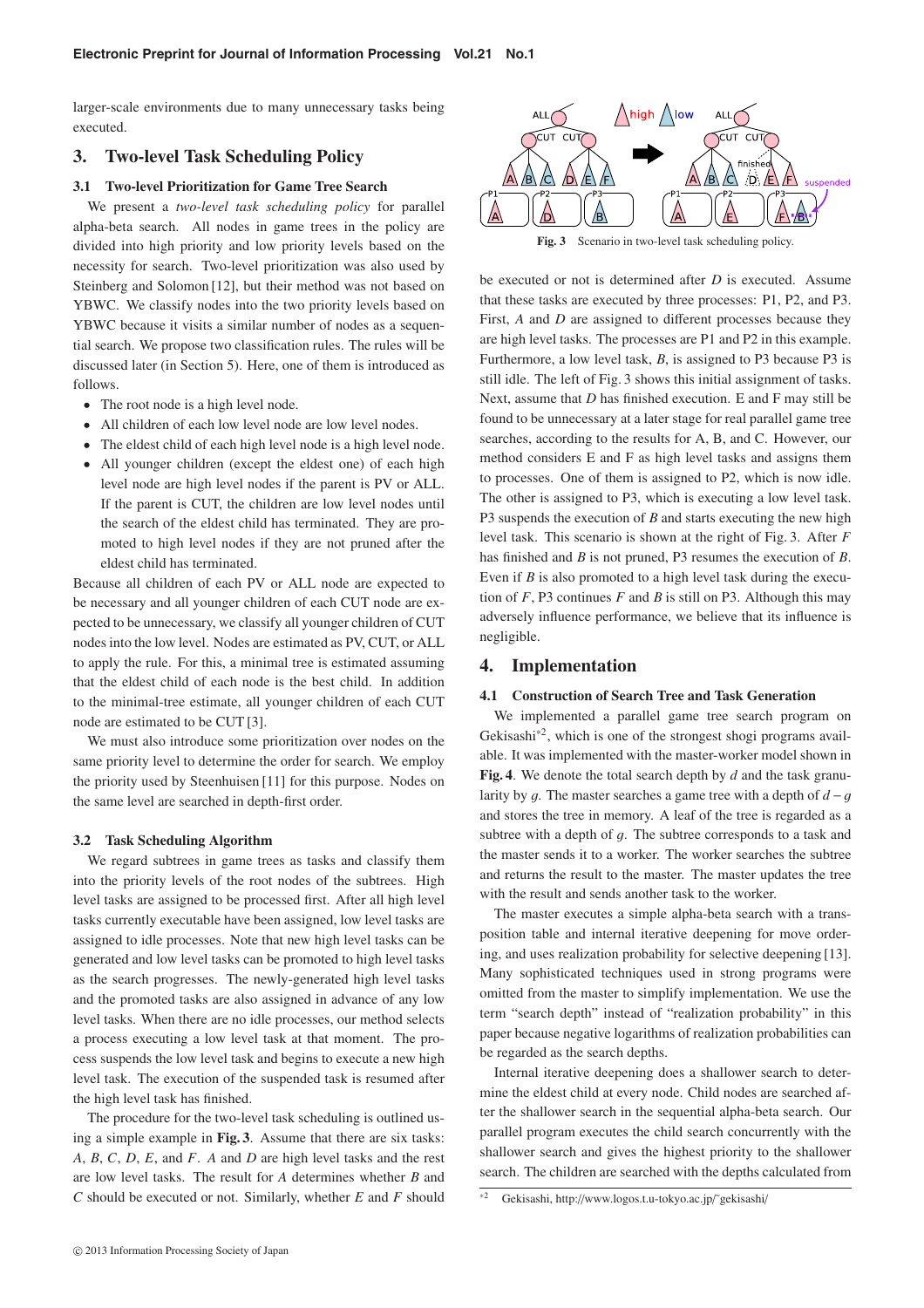larger-scale environments due to many unnecessary tasks being executed.

## 3. Two-level Task Scheduling Policy

### 3.1 Two-level Prioritization for Game Tree Search

We present a *two-level task scheduling policy* for parallel alpha-beta search. All nodes in game trees in the policy are divided into high priority and low priority levels based on the necessity for search. Two-level prioritization was also used by Steinberg and Solomon [12], but their method was not based on YBWC. We classify nodes into the two priority levels based on YBWC because it visits a similar number of nodes as a sequential search. We propose two classification rules. The rules will be discussed later (in Section 5). Here, one of them is introduced as follows.

- The root node is a high level node.
- All children of each low level node are low level nodes.
- The eldest child of each high level node is a high level node.
- All younger children (except the eldest one) of each high level node are high level nodes if the parent is PV or ALL. If the parent is CUT, the children are low level nodes until the search of the eldest child has terminated. They are promoted to high level nodes if they are not pruned after the eldest child has terminated.

Because all children of each PV or ALL node are expected to be necessary and all younger children of each CUT node are expected to be unnecessary, we classify all younger children of CUT nodes into the low level. Nodes are estimated as PV, CUT, or ALL to apply the rule. For this, a minimal tree is estimated assuming that the eldest child of each node is the best child. In addition to the minimal-tree estimate, all younger children of each CUT node are estimated to be CUT [3].

We must also introduce some prioritization over nodes on the same priority level to determine the order for search. We employ the priority used by Steenhuisen [11] for this purpose. Nodes on the same level are searched in depth-first order.

### 3.2 Task Scheduling Algorithm

We regard subtrees in game trees as tasks and classify them into the priority levels of the root nodes of the subtrees. High level tasks are assigned to be processed first. After all high level tasks currently executable have been assigned, low level tasks are assigned to idle processes. Note that new high level tasks can be generated and low level tasks can be promoted to high level tasks as the search progresses. The newly-generated high level tasks and the promoted tasks are also assigned in advance of any low level tasks. When there are no idle processes, our method selects a process executing a low level task at that moment. The process suspends the low level task and begins to execute a new high level task. The execution of the suspended task is resumed after the high level task has finished.

The procedure for the two-level task scheduling is outlined using a simple example in **Fig. 3**. Assume that there are six tasks: $A$, $B$, $C$, $D$, $E$, and $F$. $A$ and $D$ are high level tasks and the rest are low level tasks. The result for $A$ determines whether $B$ and $C$ should be executed or not. Similarly, whether $E$ and $F$ should be executed or not is determined after $D$ is executed. Assume that these tasks are executed by three processes: P1, P2, and P3. First, $A$ and $D$ are assigned to different processes because they are high level tasks. The processes are P1 and P2 in this example. Furthermore, a low level task, $B$, is assigned to P3 because P3 is still idle. The left of Fig. 3 shows this initial assignment of tasks. Next, assume that $D$ has finished execution. E and F may still be found to be unnecessary at a later stage for real parallel game tree searches, according to the results for A, B, and C. However, our method considers E and F as high level tasks and assigns them to processes. One of them is assigned to P2, which is now idle. The other is assigned to P3, which is executing a low level task. P3 suspends the execution of $B$ and starts executing the new high level task. This scenario is shown at the right of Fig. 3. After $F$ has finished and $B$ is not pruned, P3 resumes the execution of $B$. Even if $B$ is also promoted to a high level task during the execution of $F$, P3 continues $F$ and $B$ is still on P3. Although this may adversely influence performance, we believe that its influence is negligible.

ALL
CUT CUT
high low
A B C D E F
P1 P2 P3
A D B
finished
suspended

Fig. 3 Scenario in two-level task scheduling policy.

## 4. Implementation

### 4.1 Construction of Search Tree and Task Generation

We implemented a parallel game tree search program on Gekisashi[*2], which is one of the strongest shogi programs available. It was implemented with the master-worker model shown in **Fig. 4**. We denote the total search depth by $d$ and the task granularity by $g$. The master searches a game tree with a depth of $d - g$ and stores the tree in memory. A leaf of the tree is regarded as a subtree with a depth of $g$. The subtree corresponds to a task and the master sends it to a worker. The worker searches the subtree and returns the result to the master. The master updates the tree with the result and sends another task to the worker.

The master executes a simple alpha-beta search with a transposition table and internal iterative deepening for move ordering, and uses realization probability for selective deepening [13]. Many sophisticated techniques used in strong programs were omitted from the master to simplify implementation. We use the term "search depth" instead of "realization probability" in this paper because negative logarithms of realization probabilities can be regarded as the search depths.

Internal iterative deepening does a shallower search to determine the eldest child at every node. Child nodes are searched after the shallower search in the sequential alpha-beta search. Our parallel program executes the child search concurrently with the shallower search and gives the highest priority to the shallower search. The children are searched with the depths calculated from

[*2] Gekisashi, http://www.logos.t.u-tokyo.ac.jp/~gekisashi/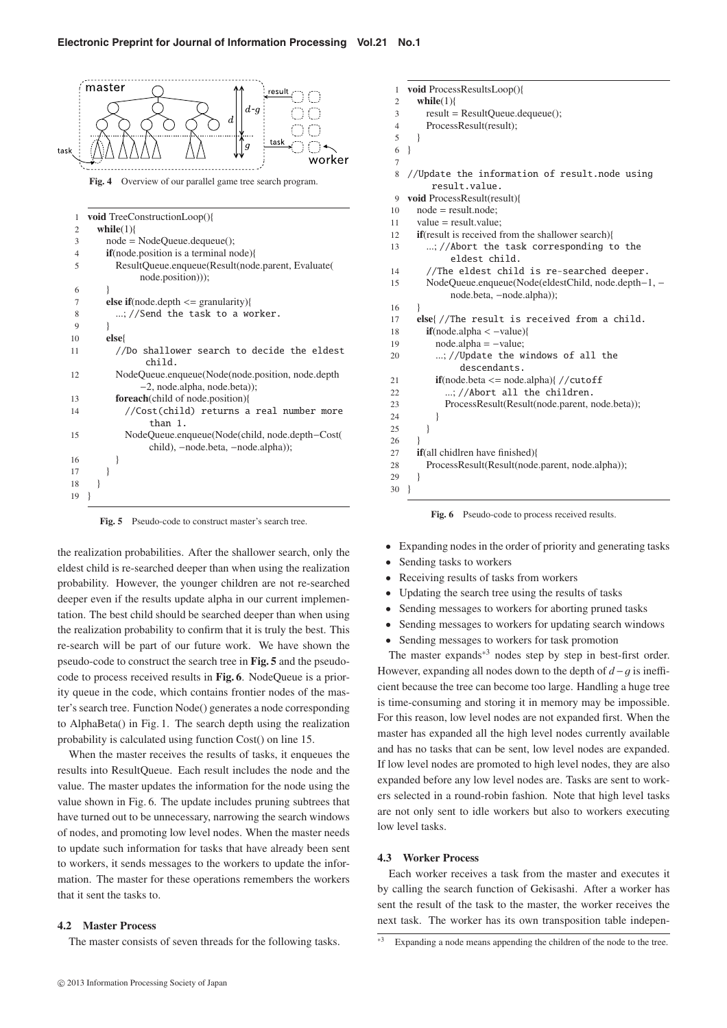Fig. 4 Overview of our parallel game tree search program.

```
1  void TreeConstructionLoop(){
2    while(1){
3      node = NodeQueue.dequeue();
4      if(node.position is a terminal node){
5        ResultQueue.enqueue(Result(node.parent, Evaluate(
             node.position)));
6      }
7      else if(node.depth <= granularity){
8        ...; //Send the task to a worker.
9      }
10     else{
11       //Do shallower search to decide the eldest
            child.
12       NodeQueue.enqueue(Node(node.position, node.depth
            −2, node.alpha, node.beta));
13       foreach(child of node.position){
14         //Cost(child) returns a real number more
              than 1.
15         NodeQueue.enqueue(Node(child, node.depth−Cost(
              child), −node.beta, −node.alpha));
16       }
17     }
18   }
19 }
```

Fig. 5 Pseudo-code to construct master's search tree.

```
1  void ProcessResultsLoop(){
2    while(1){
3      result = ResultQueue.dequeue();
4      ProcessResult(result);
5    }
6  }
7
8  //Update the information of result.node using
      result.value.
9  void ProcessResult(result){
10   node = result.node;
11   value = result.value;
12   if(result is received from the shallower search){
13     ...; //Abort the task corresponding to the
          eldest child.
14     //The eldest child is re-searched deeper.
15     NodeQueue.enqueue(Node(eldestChild, node.depth−1, −
          node.beta, −node.alpha));
16   }
17   else{ //The result is received from a child.
18     if(node.alpha < −value){
19       node.alpha = −value;
20       ...; //Update the windows of all the
            descendants.
21       if(node.beta <= node.alpha){ //cutoff
22         ...; //Abort all the children.
23         ProcessResult(Result(node.parent, node.beta));
24       }
25     }
26   }
27   if(all chidlren have finished){
28     ProcessResult(Result(node.parent, node.alpha));
29   }
30 }
```

Fig. 6 Pseudo-code to process received results.

the realization probabilities. After the shallower search, only the eldest child is re-searched deeper than when using the realization probability. However, the younger children are not re-searched deeper even if the results update alpha in our current implementation. The best child should be searched deeper than when using the realization probability to confirm that it is truly the best. This re-search will be part of our future work. We have shown the pseudo-code to construct the search tree in **Fig. 5** and the pseudo-code to process received results in **Fig. 6**. NodeQueue is a priority queue in the code, which contains frontier nodes of the master's search tree. Function Node() generates a node corresponding to AlphaBeta() in Fig. 1. The search depth using the realization probability is calculated using function Cost() on line 15.

When the master receives the results of tasks, it enqueues the results into ResultQueue. Each result includes the node and the value. The master updates the information for the node using the value shown in Fig. 6. The update includes pruning subtrees that have turned out to be unnecessary, narrowing the search windows of nodes, and promoting low level nodes. When the master needs to update such information for tasks that have already been sent to workers, it sends messages to the workers to update the information. The master for these operations remembers the workers that it sent the tasks to.

### 4.2 Master Process

The master consists of seven threads for the following tasks.

- Expanding nodes in the order of priority and generating tasks
- Sending tasks to workers
- Receiving results of tasks from workers
- Updating the search tree using the results of tasks
- Sending messages to workers for aborting pruned tasks
- Sending messages to workers for updating search windows
- Sending messages to workers for task promotion

The master expands[*3] nodes step by step in best-first order. However, expanding all nodes down to the depth of $d-g$ is inefficient because the tree can become too large. Handling a huge tree is time-consuming and storing it in memory may be impossible. For this reason, low level nodes are not expanded first. When the master has expanded all the high level nodes currently available and has no tasks that can be sent, low level nodes are expanded. If low level nodes are promoted to high level nodes, they are also expanded before any low level nodes are. Tasks are sent to workers selected in a round-robin fashion. Note that high level tasks are not only sent to idle workers but also to workers executing low level tasks.

### 4.3 Worker Process

Each worker receives a task from the master and executes it by calling the search function of Gekisashi. After a worker has sent the result of the task to the master, the worker receives the next task. The worker has its own transposition table indepen-

[*3] Expanding a node means appending the children of the node to the tree.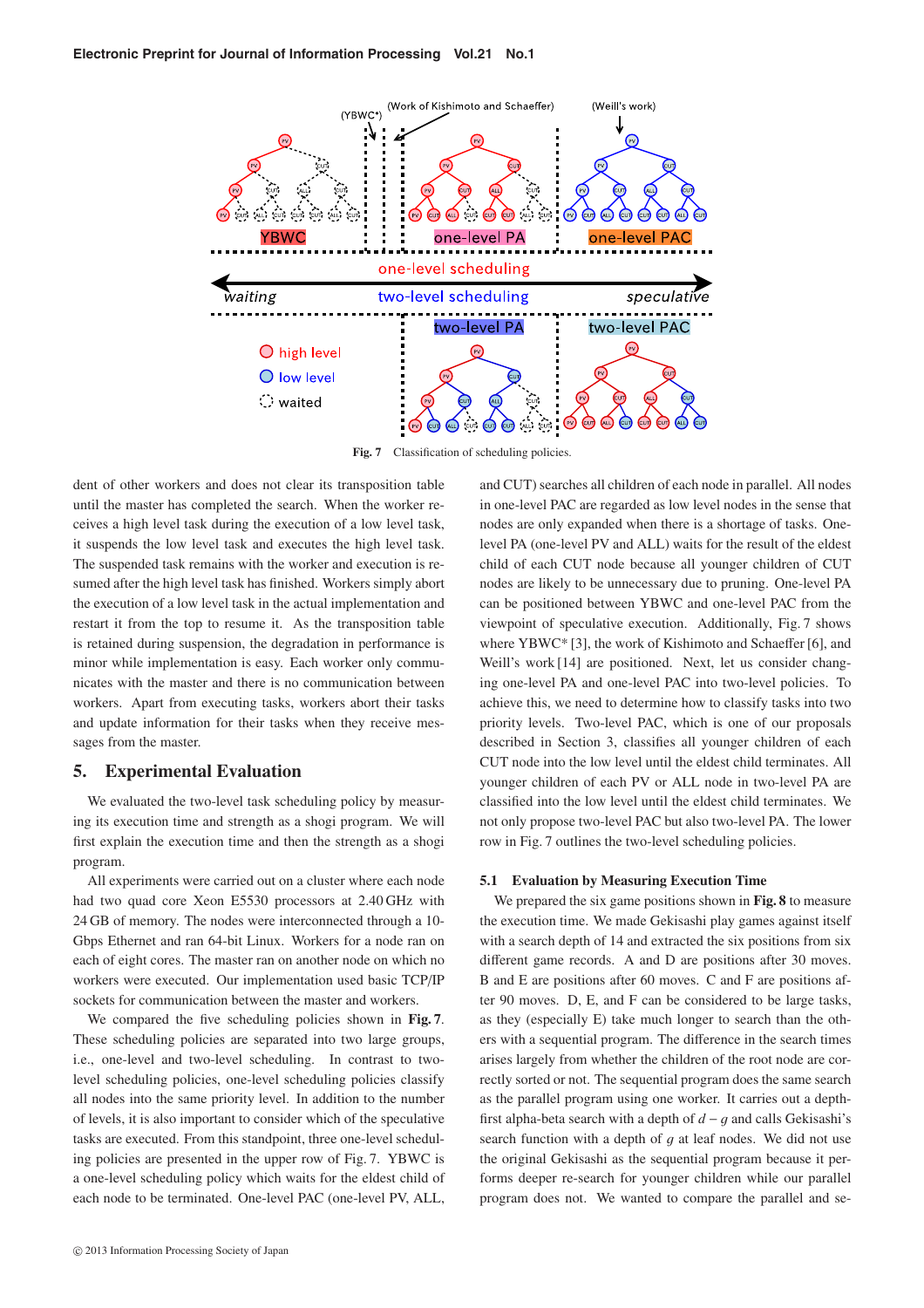**Fig. 7** Classification of scheduling policies.

dent of other workers and does not clear its transposition table until the master has completed the search. When the worker receives a high level task during the execution of a low level task, it suspends the low level task and executes the high level task. The suspended task remains with the worker and execution is resumed after the high level task has finished. Workers simply abort the execution of a low level task in the actual implementation and restart it from the top to resume it. As the transposition table is retained during suspension, the degradation in performance is minor while implementation is easy. Each worker only communicates with the master and there is no communication between workers. Apart from executing tasks, workers abort their tasks and update information for their tasks when they receive messages from the master.

## 5. Experimental Evaluation

We evaluated the two-level task scheduling policy by measuring its execution time and strength as a shogi program. We will first explain the execution time and then the strength as a shogi program.

All experiments were carried out on a cluster where each node had two quad core Xeon E5530 processors at 2.40 GHz with 24 GB of memory. The nodes were interconnected through a 10-Gbps Ethernet and ran 64-bit Linux. Workers for a node ran on each of eight cores. The master ran on another node on which no workers were executed. Our implementation used basic TCP/IP sockets for communication between the master and workers.

We compared the five scheduling policies shown in **Fig. 7**. These scheduling policies are separated into two large groups, i.e., one-level and two-level scheduling. In contrast to two-level scheduling policies, one-level scheduling policies classify all nodes into the same priority level. In addition to the number of levels, it is also important to consider which of the speculative tasks are executed. From this standpoint, three one-level scheduling policies are presented in the upper row of Fig. 7. YBWC is a one-level scheduling policy which waits for the eldest child of each node to be terminated. One-level PAC (one-level PV, ALL, and CUT) searches all children of each node in parallel. All nodes in one-level PAC are regarded as low level nodes in the sense that nodes are only expanded when there is a shortage of tasks. One-level PA (one-level PV and ALL) waits for the result of the eldest child of each CUT node because all younger children of CUT nodes are likely to be unnecessary due to pruning. One-level PA can be positioned between YBWC and one-level PAC from the viewpoint of speculative execution. Additionally, Fig. 7 shows where YBWC* [3], the work of Kishimoto and Schaeffer [6], and Weill's work [14] are positioned. Next, let us consider changing one-level PA and one-level PAC into two-level policies. To achieve this, we need to determine how to classify tasks into two priority levels. Two-level PAC, which is one of our proposals described in Section 3, classifies all younger children of each CUT node into the low level until the eldest child terminates. All younger children of each PV or ALL node in two-level PA are classified into the low level until the eldest child terminates. We not only propose two-level PAC but also two-level PA. The lower row in Fig. 7 outlines the two-level scheduling policies.

### 5.1 Evaluation by Measuring Execution Time

We prepared the six game positions shown in **Fig. 8** to measure the execution time. We made Gekisashi play games against itself with a search depth of 14 and extracted the six positions from six different game records. A and D are positions after 30 moves. B and E are positions after 60 moves. C and F are positions after 90 moves. D, E, and F can be considered to be large tasks, as they (especially E) take much longer to search than the others with a sequential program. The difference in the search times arises largely from whether the children of the root node are correctly sorted or not. The sequential program does the same search as the parallel program using one worker. It carries out a depth-first alpha-beta search with a depth of $d - g$ and calls Gekisashi's search function with a depth of $g$ at leaf nodes. We did not use the original Gekisashi as the sequential program because it performs deeper re-search for younger children while our parallel program does not. We wanted to compare the parallel and se-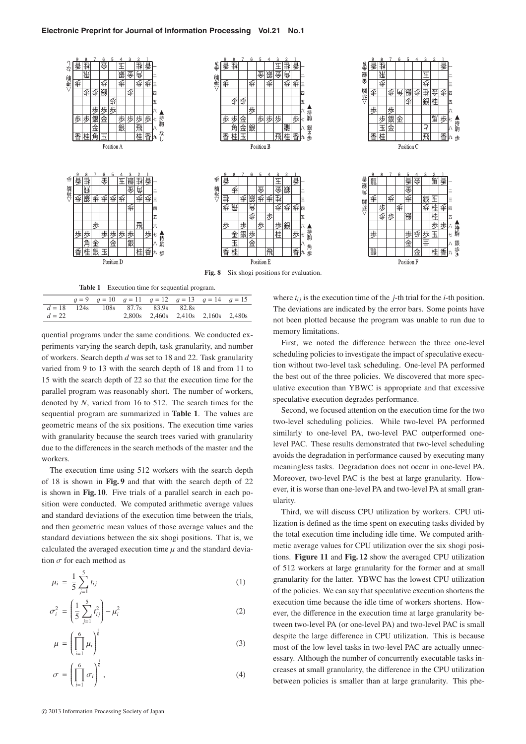Position A

Position B

Position C

Position D

Position E

Position F

**Fig. 8** Six shogi positions for evaluation.

**Table 1** Execution time for sequential program.

| | $g=9$ | $g=10$ | $g=11$ | $g=12$ | $g=13$ | $g=14$ | $g=15$ |
|---|---|---|---|---|---|---|---|
| $d=18$ | 124s | 108s | 87.7s | 83.9s | 82.8s | | |
| $d=22$ | | | 2,800s | 2,460s | 2,410s | 2,160s | 2,480s |

quential programs under the same conditions. We conducted experiments varying the search depth, task granularity, and number of workers. Search depth $d$ was set to 18 and 22. Task granularity varied from 9 to 13 with the search depth of 18 and from 11 to 15 with the search depth of 22 so that the execution time for the parallel program was reasonably short. The number of workers, denoted by $N$, varied from 16 to 512. The search times for the sequential program are summarized in **Table 1**. The values are geometric means of the six positions. The execution time varies with granularity because the search trees varied with granularity due to the differences in the search methods of the master and the workers.

The execution time using 512 workers with the search depth of 18 is shown in **Fig. 9** and that with the search depth of 22 is shown in **Fig. 10**. Five trials of a parallel search in each position were conducted. We computed arithmetic average values and standard deviations of the execution time between the trials, and then geometric mean values of those average values and the standard deviations between the six shogi positions. That is, we calculated the averaged execution time $\mu$ and the standard deviation $\sigma$ for each method as

$$\mu_i = \frac{1}{5}\sum_{j=1}^{5} t_{ij} \quad (1)$$

$$\sigma_i^2 = \left(\frac{1}{5}\sum_{j=1}^{5} t_{ij}^2\right) - \mu_i^2 \quad (2)$$

$$\mu = \left(\prod_{i=1}^{6} \mu_i\right)^{\frac{1}{6}} \quad (3)$$

$$\sigma = \left(\prod_{i=1}^{6} \sigma_i\right)^{\frac{1}{6}}, \quad (4)$$

where $t_{ij}$ is the execution time of the $j$-th trial for the $i$-th position. The deviations are indicated by the error bars. Some points have not been plotted because the program was unable to run due to memory limitations.

First, we noted the difference between the three one-level scheduling policies to investigate the impact of speculative execution without two-level task scheduling. One-level PA performed the best out of the three policies. We discovered that more speculative execution than YBWC is appropriate and that excessive speculative execution degrades performance.

Second, we focused attention on the execution time for the two two-level scheduling policies. While two-level PA performed similarly to one-level PA, two-level PAC outperformed one-level PAC. These results demonstrated that two-level scheduling avoids the degradation in performance caused by executing many meaningless tasks. Degradation does not occur in one-level PA. Moreover, two-level PAC is the best at large granularity. However, it is worse than one-level PA and two-level PA at small granularity.

Third, we will discuss CPU utilization by workers. CPU utilization is defined as the time spent on executing tasks divided by the total execution time including idle time. We computed arithmetic average values for CPU utilization over the six shogi positions. **Figure 11** and **Fig. 12** show the averaged CPU utilization of 512 workers at large granularity for the former and at small granularity for the latter. YBWC has the lowest CPU utilization of the policies. We can say that speculative execution shortens the execution time because the idle time of workers shortens. However, the difference in the execution time at large granularity between two-level PA (or one-level PA) and two-level PAC is small despite the large difference in CPU utilization. This is because most of the low level tasks in two-level PAC are actually unnecessary. Although the number of concurrently executable tasks increases at small granularity, the difference in the CPU utilization between policies is smaller than at large granularity. This phe-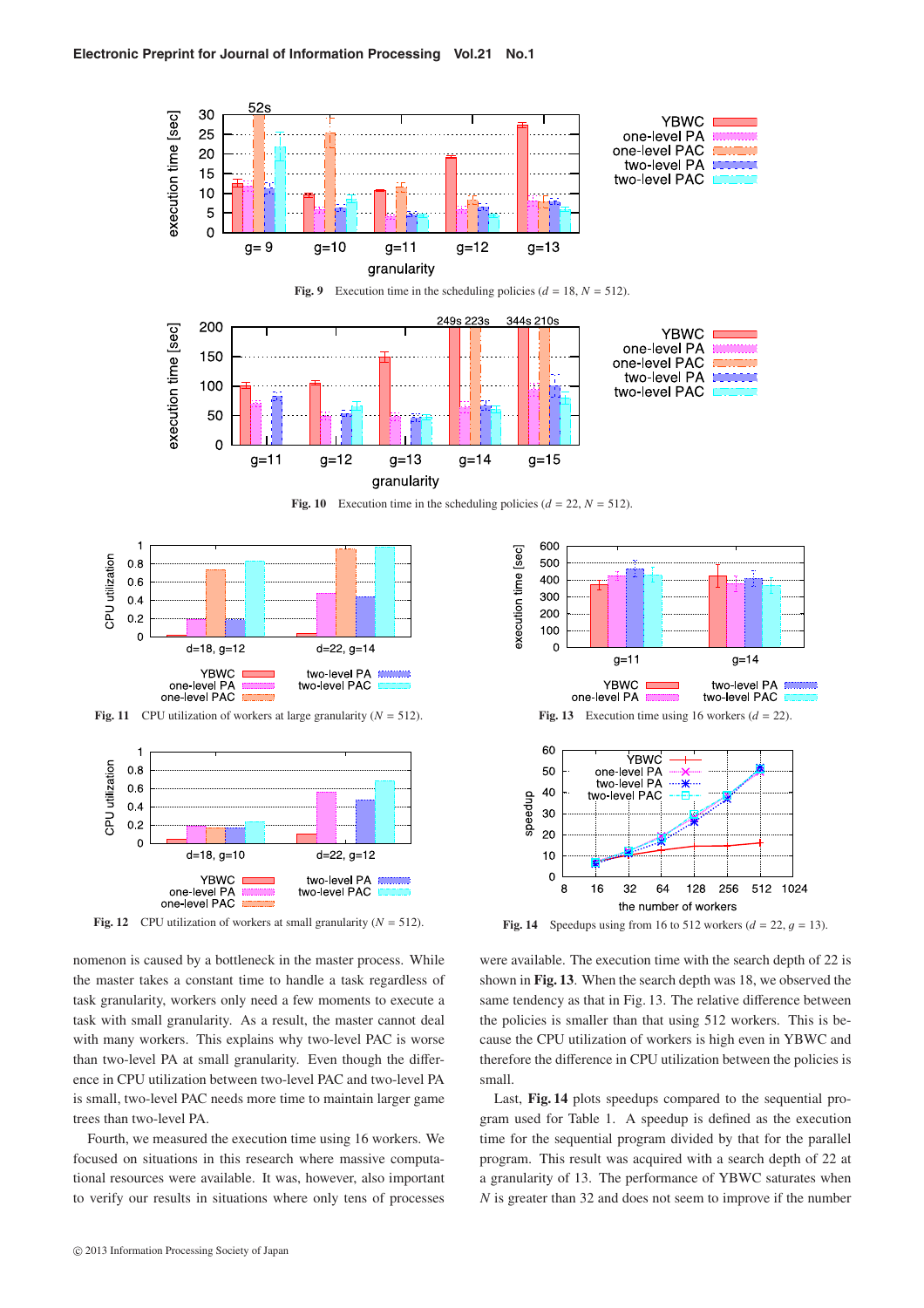Fig. 9 Execution time in the scheduling policies ($d$ = 18, $N$ = 512).

Fig. 10 Execution time in the scheduling policies ($d$ = 22, $N$ = 512).

Fig. 11 CPU utilization of workers at large granularity ($N$ = 512).

Fig. 12 CPU utilization of workers at small granularity ($N$ = 512).

Fig. 13 Execution time using 16 workers ($d$ = 22).

Fig. 14 Speedups using from 16 to 512 workers ($d$ = 22, $g$ = 13).

nomenon is caused by a bottleneck in the master process. While the master takes a constant time to handle a task regardless of task granularity, workers only need a few moments to execute a task with small granularity. As a result, the master cannot deal with many workers. This explains why two-level PAC is worse than two-level PA at small granularity. Even though the difference in CPU utilization between two-level PAC and two-level PA is small, two-level PAC needs more time to maintain larger game trees than two-level PA.

Fourth, we measured the execution time using 16 workers. We focused on situations in this research where massive computational resources were available. It was, however, also important to verify our results in situations where only tens of processes were available. The execution time with the search depth of 22 is shown in **Fig. 13**. When the search depth was 18, we observed the same tendency as that in Fig. 13. The relative difference between the policies is smaller than that using 512 workers. This is because the CPU utilization of workers is high even in YBWC and therefore the difference in CPU utilization between the policies is small.

Last, **Fig. 14** plots speedups compared to the sequential program used for Table 1. A speedup is defined as the execution time for the sequential program divided by that for the parallel program. This result was acquired with a search depth of 22 at a granularity of 13. The performance of YBWC saturates when $N$ is greater than 32 and does not seem to improve if the number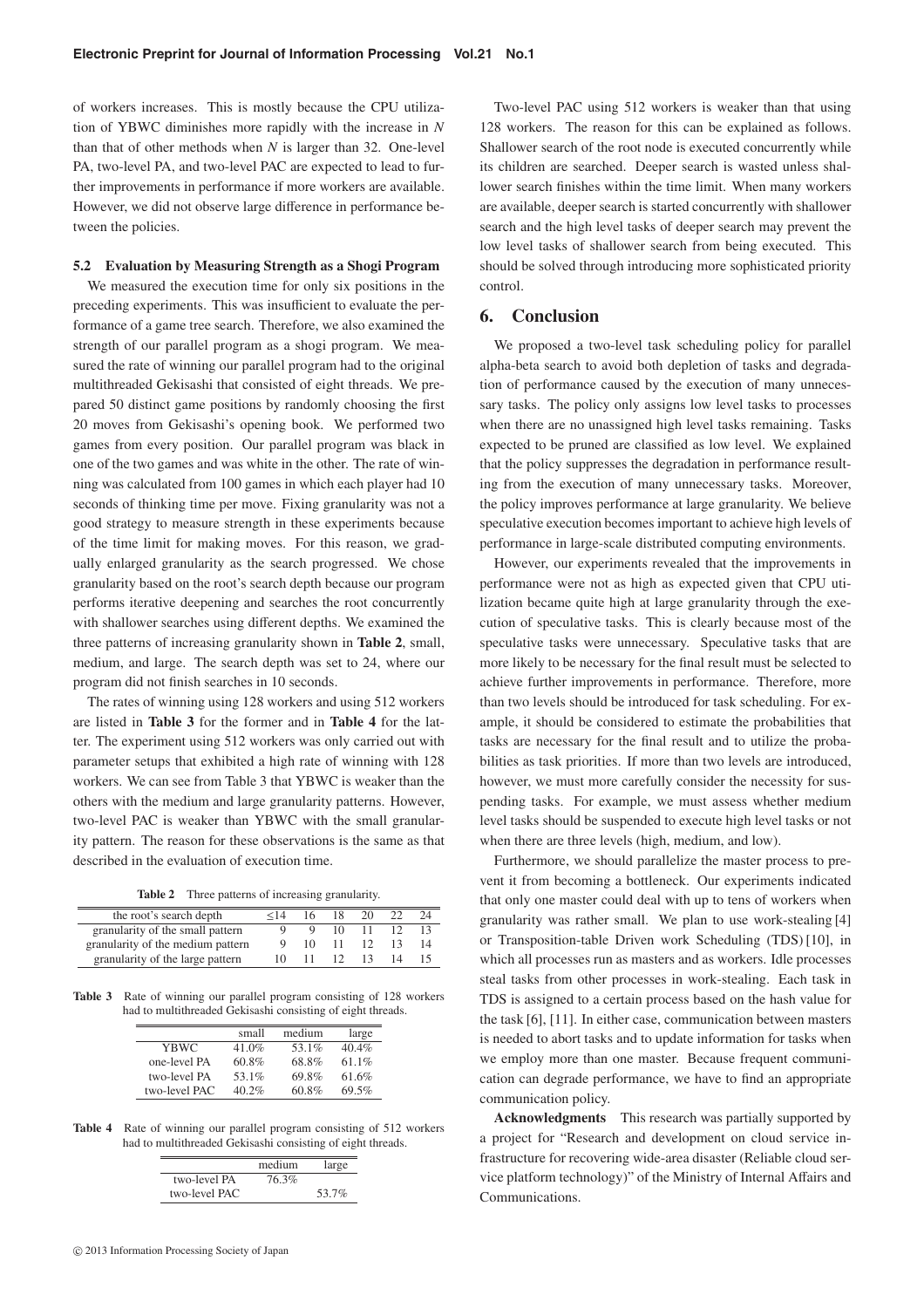of workers increases. This is mostly because the CPU utilization of YBWC diminishes more rapidly with the increase in $N$ than that of other methods when $N$ is larger than 32. One-level PA, two-level PA, and two-level PAC are expected to lead to further improvements in performance if more workers are available. However, we did not observe large difference in performance between the policies.

### 5.2 Evaluation by Measuring Strength as a Shogi Program

We measured the execution time for only six positions in the preceding experiments. This was insufficient to evaluate the performance of a game tree search. Therefore, we also examined the strength of our parallel program as a shogi program. We measured the rate of winning our parallel program had to the original multithreaded Gekisashi that consisted of eight threads. We prepared 50 distinct game positions by randomly choosing the first 20 moves from Gekisashi's opening book. We performed two games from every position. Our parallel program was black in one of the two games and was white in the other. The rate of winning was calculated from 100 games in which each player had 10 seconds of thinking time per move. Fixing granularity was not a good strategy to measure strength in these experiments because of the time limit for making moves. For this reason, we gradually enlarged granularity as the search progressed. We chose granularity based on the root's search depth because our program performs iterative deepening and searches the root concurrently with shallower searches using different depths. We examined the three patterns of increasing granularity shown in **Table 2**, small, medium, and large. The search depth was set to 24, where our program did not finish searches in 10 seconds.

The rates of winning using 128 workers and using 512 workers are listed in **Table 3** for the former and in **Table 4** for the latter. The experiment using 512 workers was only carried out with parameter setups that exhibited a high rate of winning with 128 workers. We can see from Table 3 that YBWC is weaker than the others with the medium and large granularity patterns. However, two-level PAC is weaker than YBWC with the small granularity pattern. The reason for these observations is the same as that described in the evaluation of execution time.

**Table 2** Three patterns of increasing granularity.

| the root's search depth | ≤14 | 16 | 18 | 20 | 22 | 24 |
|---|---|---|---|---|---|---|
| granularity of the small pattern | 9 | 9 | 10 | 11 | 12 | 13 |
| granularity of the medium pattern | 9 | 10 | 11 | 12 | 13 | 14 |
| granularity of the large pattern | 10 | 11 | 12 | 13 | 14 | 15 |

**Table 3** Rate of winning our parallel program consisting of 128 workers had to multithreaded Gekisashi consisting of eight threads.

| | small | medium | large |
|---|---|---|---|
| YBWC | 41.0% | 53.1% | 40.4% |
| one-level PA | 60.8% | 68.8% | 61.1% |
| two-level PA | 53.1% | 69.8% | 61.6% |
| two-level PAC | 40.2% | 60.8% | 69.5% |

**Table 4** Rate of winning our parallel program consisting of 512 workers had to multithreaded Gekisashi consisting of eight threads.

| | medium | large |
|---|---|---|
| two-level PA | 76.3% | |
| two-level PAC | | 53.7% |

Two-level PAC using 512 workers is weaker than that using 128 workers. The reason for this can be explained as follows. Shallower search of the root node is executed concurrently while its children are searched. Deeper search is wasted unless shallower search finishes within the time limit. When many workers are available, deeper search is started concurrently with shallower search and the high level tasks of deeper search may prevent the low level tasks of shallower search from being executed. This should be solved through introducing more sophisticated priority control.

## 6. Conclusion

We proposed a two-level task scheduling policy for parallel alpha-beta search to avoid both depletion of tasks and degradation of performance caused by the execution of many unnecessary tasks. The policy only assigns low level tasks to processes when there are no unassigned high level tasks remaining. Tasks expected to be pruned are classified as low level. We explained that the policy suppresses the degradation in performance resulting from the execution of many unnecessary tasks. Moreover, the policy improves performance at large granularity. We believe speculative execution becomes important to achieve high levels of performance in large-scale distributed computing environments.

However, our experiments revealed that the improvements in performance were not as high as expected given that CPU utilization became quite high at large granularity through the execution of speculative tasks. This is clearly because most of the speculative tasks were unnecessary. Speculative tasks that are more likely to be necessary for the final result must be selected to achieve further improvements in performance. Therefore, more than two levels should be introduced for task scheduling. For example, it should be considered to estimate the probabilities that tasks are necessary for the final result and to utilize the probabilities as task priorities. If more than two levels are introduced, however, we must more carefully consider the necessity for suspending tasks. For example, we must assess whether medium level tasks should be suspended to execute high level tasks or not when there are three levels (high, medium, and low).

Furthermore, we should parallelize the master process to prevent it from becoming a bottleneck. Our experiments indicated that only one master could deal with up to tens of workers when granularity was rather small. We plan to use work-stealing [4] or Transposition-table Driven work Scheduling (TDS) [10], in which all processes run as masters and as workers. Idle processes steal tasks from other processes in work-stealing. Each task in TDS is assigned to a certain process based on the hash value for the task [6], [11]. In either case, communication between masters is needed to abort tasks and to update information for tasks when we employ more than one master. Because frequent communication can degrade performance, we have to find an appropriate communication policy.

**Acknowledgments** This research was partially supported by a project for "Research and development on cloud service infrastructure for recovering wide-area disaster (Reliable cloud service platform technology)" of the Ministry of Internal Affairs and Communications.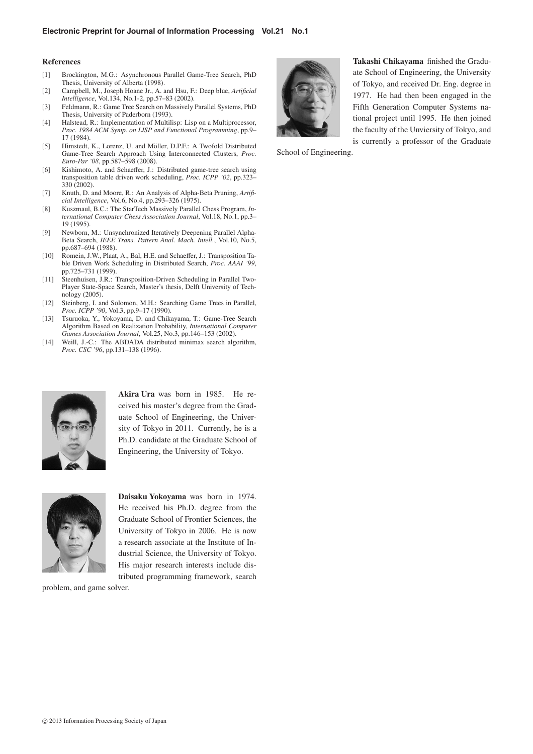## References

[1] Brockington, M.G.: Asynchronous Parallel Game-Tree Search, PhD Thesis, University of Alberta (1998).

[2] Campbell, M., Joseph Hoane Jr., A. and Hsu, F.: Deep blue, *Artificial Intelligence*, Vol.134, No.1-2, pp.57–83 (2002).

[3] Feldmann, R.: Game Tree Search on Massively Parallel Systems, PhD Thesis, University of Paderborn (1993).

[4] Halstead, R.: Implementation of Multilisp: Lisp on a Multiprocessor, *Proc. 1984 ACM Symp. on LISP and Functional Programming*, pp.9–17 (1984).

[5] Himstedt, K., Lorenz, U. and Möller, D.P.F.: A Twofold Distributed Game-Tree Search Approach Using Interconnected Clusters, *Proc. Euro-Par '08*, pp.587–598 (2008).

[6] Kishimoto, A. and Schaeffer, J.: Distributed game-tree search using transposition table driven work scheduling, *Proc. ICPP '02*, pp.323–330 (2002).

[7] Knuth, D. and Moore, R.: An Analysis of Alpha-Beta Pruning, *Artificial Intelligence*, Vol.6, No.4, pp.293–326 (1975).

[8] Kuszmaul, B.C.: The StarTech Massively Parallel Chess Program, *International Computer Chess Association Journal*, Vol.18, No.1, pp.3–19 (1995).

[9] Newborn, M.: Unsynchronized Iteratively Deepening Parallel Alpha-Beta Search, *IEEE Trans. Pattern Anal. Mach. Intell.*, Vol.10, No.5, pp.687–694 (1988).

[10] Romein, J.W., Plaat, A., Bal, H.E. and Schaeffer, J.: Transposition Table Driven Work Scheduling in Distributed Search, *Proc. AAAI '99*, pp.725–731 (1999).

[11] Steenhuisen, J.R.: Transposition-Driven Scheduling in Parallel Two-Player State-Space Search, Master's thesis, Delft University of Technology (2005).

[12] Steinberg, I. and Solomon, M.H.: Searching Game Trees in Parallel, *Proc. ICPP '90*, Vol.3, pp.9–17 (1990).

[13] Tsuruoka, Y., Yokoyama, D. and Chikayama, T.: Game-Tree Search Algorithm Based on Realization Probability, *International Computer Games Association Journal*, Vol.25, No.3, pp.146–153 (2002).

[14] Weill, J.-C.: The ABDADA distributed minimax search algorithm, *Proc. CSC '96*, pp.131–138 (1996).

**Akira Ura** was born in 1985. He received his master's degree from the Graduate School of Engineering, the University of Tokyo in 2011. Currently, he is a Ph.D. candidate at the Graduate School of Engineering, the University of Tokyo.

**Daisaku Yokoyama** was born in 1974. He received his Ph.D. degree from the Graduate School of Frontier Sciences, the University of Tokyo in 2006. He is now a research associate at the Institute of Industrial Science, the University of Tokyo. His major research interests include distributed programming framework, search problem, and game solver.

**Takashi Chikayama** finished the Graduate School of Engineering, the University of Tokyo, and received Dr. Eng. degree in 1977. He had then been engaged in the Fifth Generation Computer Systems national project until 1995. He then joined the faculty of the Unviersity of Tokyo, and is currently a professor of the Graduate School of Engineering.